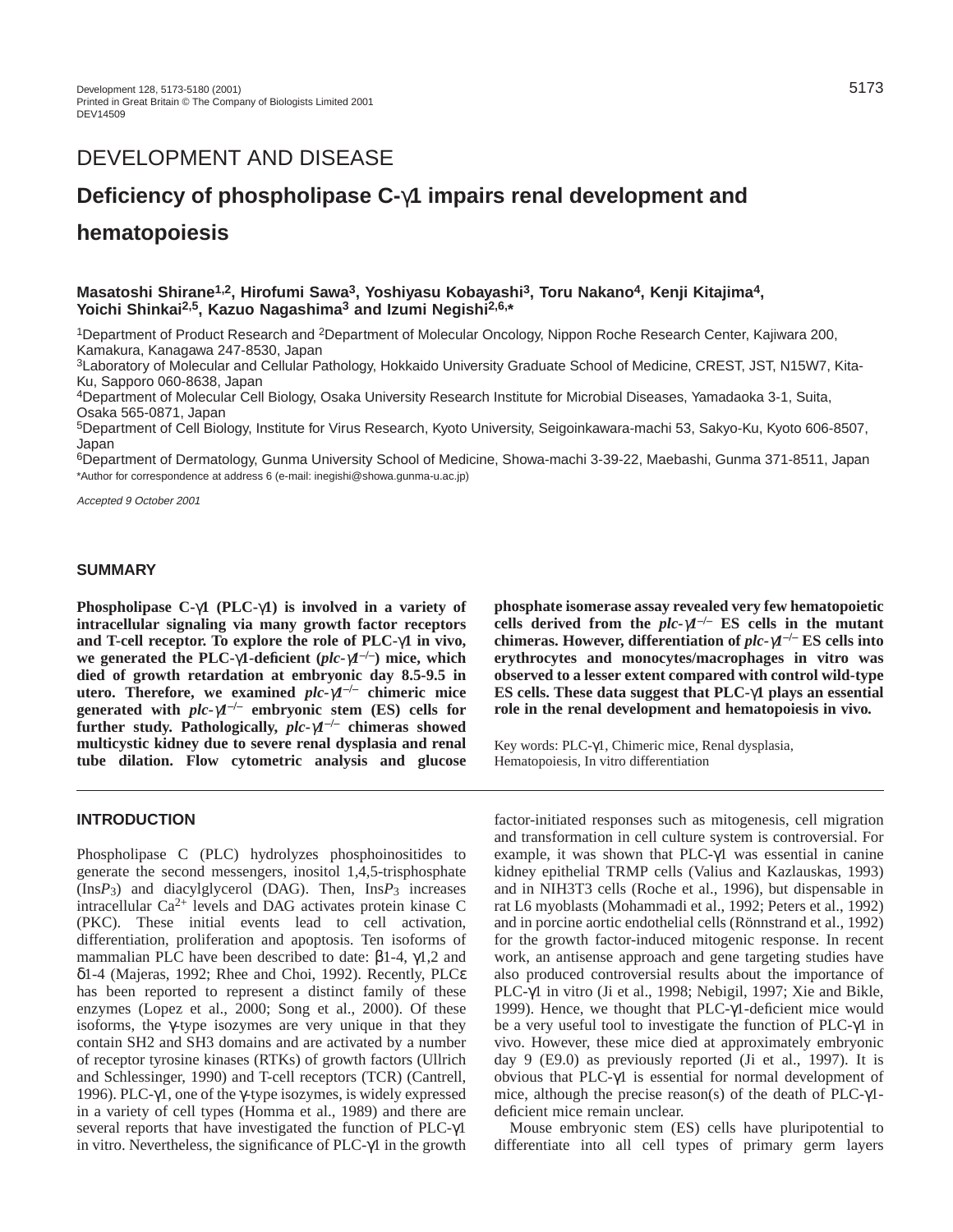DEVELOPMENT AND DISEASE

# Deficiency of phospholipase C-γ1 impairs renal development and hematopoiesis

**Masatoshi Shirane[1,2], Hirofumi Sawa[3], Yoshiyasu Kobayashi[3], Toru Nakano[4], Kenji Kitajima[4], Yoichi Shinkai[2,5], Kazuo Nagashima[3] and Izumi Negishi[2,6,*]**

[1]Department of Product Research and [2]Department of Molecular Oncology, Nippon Roche Research Center, Kajiwara 200, Kamakura, Kanagawa 247-8530, Japan
[3]Laboratory of Molecular and Cellular Pathology, Hokkaido University Graduate School of Medicine, CREST, JST, N15W7, Kita-Ku, Sapporo 060-8638, Japan
[4]Department of Molecular Cell Biology, Osaka University Research Institute for Microbial Diseases, Yamadaoka 3-1, Suita, Osaka 565-0871, Japan
[5]Department of Cell Biology, Institute for Virus Research, Kyoto University, Seigoinkawara-machi 53, Sakyo-Ku, Kyoto 606-8507, Japan
[6]Department of Dermatology, Gunma University School of Medicine, Showa-machi 3-39-22, Maebashi, Gunma 371-8511, Japan
*Author for correspondence at address 6 (e-mail: inegishi@showa.gunma-u.ac.jp)

*Accepted 9 October 2001*

## SUMMARY

**Phospholipase C-γ1 (PLC-γ1) is involved in a variety of intracellular signaling via many growth factor receptors and T-cell receptor. To explore the role of PLC-γ1 in vivo, we generated the PLC-γ1-deficient (*plc-γ1*$^{-/-}$) mice, which died of growth retardation at embryonic day 8.5-9.5 in utero. Therefore, we examined *plc-γ1*$^{-/-}$ chimeric mice generated with *plc-γ1*$^{-/-}$ embryonic stem (ES) cells for further study. Pathologically, *plc-γ1*$^{-/-}$ chimeras showed multicystic kidney due to severe renal dysplasia and renal tube dilation. Flow cytometric analysis and glucose phosphate isomerase assay revealed very few hematopoietic cells derived from the *plc-γ1*$^{-/-}$ ES cells in the mutant chimeras. However, differentiation of *plc-γ1*$^{-/-}$ ES cells into erythrocytes and monocytes/macrophages in vitro was observed to a lesser extent compared with control wild-type ES cells. These data suggest that PLC-γ1 plays an essential role in the renal development and hematopoiesis in vivo.**

Key words: PLC-γ1, Chimeric mice, Renal dysplasia, Hematopoiesis, In vitro differentiation

## INTRODUCTION

Phospholipase C (PLC) hydrolyzes phosphoinositides to generate the second messengers, inositol 1,4,5-trisphosphate (Ins$P_3$) and diacylglycerol (DAG). Then, Ins$P_3$ increases intracellular $Ca^{2+}$ levels and DAG activates protein kinase C (PKC). These initial events lead to cell activation, differentiation, proliferation and apoptosis. Ten isoforms of mammalian PLC have been described to date: β1-4, γ1,2 and δ1-4 (Majeras, 1992; Rhee and Choi, 1992). Recently, PLCε has been reported to represent a distinct family of these enzymes (Lopez et al., 2000; Song et al., 2000). Of these isoforms, the γ-type isozymes are very unique in that they contain SH2 and SH3 domains and are activated by a number of receptor tyrosine kinases (RTKs) of growth factors (Ullrich and Schlessinger, 1990) and T-cell receptors (TCR) (Cantrell, 1996). PLC-γ1, one of the γ-type isozymes, is widely expressed in a variety of cell types (Homma et al., 1989) and there are several reports that have investigated the function of PLC-γ1 in vitro. Nevertheless, the significance of PLC-γ1 in the growth factor-initiated responses such as mitogenesis, cell migration and transformation in cell culture system is controversial. For example, it was shown that PLC-γ1 was essential in canine kidney epithelial TRMP cells (Valius and Kazlauskas, 1993) and in NIH3T3 cells (Roche et al., 1996), but dispensable in rat L6 myoblasts (Mohammadi et al., 1992; Peters et al., 1992) and in porcine aortic endothelial cells (Rönnstrand et al., 1992) for the growth factor-induced mitogenic response. In recent work, an antisense approach and gene targeting studies have also produced controversial results about the importance of PLC-γ1 in vitro (Ji et al., 1998; Nebigil, 1997; Xie and Bikle, 1999). Hence, we thought that PLC-γ1-deficient mice would be a very useful tool to investigate the function of PLC-γ1 in vivo. However, these mice died at approximately embryonic day 9 (E9.0) as previously reported (Ji et al., 1997). It is obvious that PLC-γ1 is essential for normal development of mice, although the precise reason(s) of the death of PLC-γ1-deficient mice remain unclear.

Mouse embryonic stem (ES) cells have pluripotential to differentiate into all cell types of primary germ layers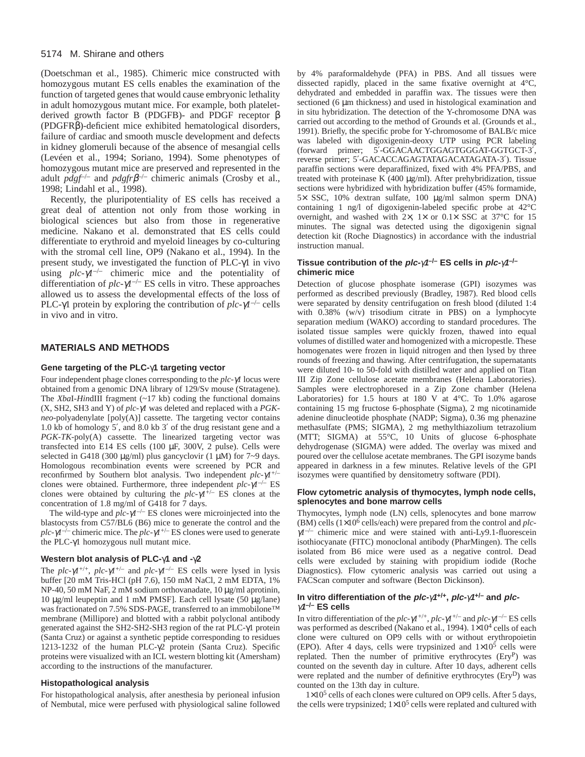(Doetschman et al., 1985). Chimeric mice constructed with homozygous mutant ES cells enables the examination of the function of targeted genes that would cause embryonic lethality in adult homozygous mutant mice. For example, both platelet-derived growth factor B (PDGFB)- and PDGF receptor β (PDGFRβ)-deficient mice exhibited hematological disorders, failure of cardiac and smooth muscle development and defects in kidney glomeruli because of the absence of mesangial cells (Levéen et al., 1994; Soriano, 1994). Some phenotypes of homozygous mutant mice are preserved and represented in the adult *pdgf*$^{-/-}$ and *pdgfrβ*$^{-/-}$ chimeric animals (Crosby et al., 1998; Lindahl et al., 1998).

Recently, the pluripotentiality of ES cells has received a great deal of attention not only from those working in biological sciences but also from those in regenerative medicine. Nakano et al. demonstrated that ES cells could differentiate to erythroid and myeloid lineages by co-culturing with the stromal cell line, OP9 (Nakano et al., 1994). In the present study, we investigated the function of PLC-γ1 in vivo using *plc-γ1*$^{-/-}$ chimeric mice and the potentiality of differentiation of *plc-γ1*$^{-/-}$ ES cells in vitro. These approaches allowed us to assess the developmental effects of the loss of PLC-γ1 protein by exploring the contribution of *plc-γ1*$^{-/-}$ cells in vivo and in vitro.

## MATERIALS AND METHODS

### Gene targeting of the PLC-γ1 targeting vector

Four independent phage clones corresponding to the *plc-γ1* locus were obtained from a genomic DNA library of 129/Sv mouse (Stratagene). The *Xba*I-*Hin*dIII fragment (~17 kb) coding the functional domains (X, SH2, SH3 and Y) of *plc-γ1* was deleted and replaced with a *PGK-neo*-polyadenylate [poly(A)] cassette. The targeting vector contains 1.0 kb of homology 5′, and 8.0 kb 3′ of the drug resistant gene and a *PGK-TK*-poly(A) cassette. The linearized targeting vector was transfected into E14 ES cells (100 μF, 300V, 2 pulse). Cells were selected in G418 (300 μg/ml) plus gancyclovir (1 μM) for 7~9 days. Homologous recombination events were screened by PCR and reconfirmed by Southern blot analysis. Two independent *plc-γ1*$^{+/-}$ clones were obtained. Furthermore, three independent *plc-γ1*$^{-/-}$ ES clones were obtained by culturing the *plc-γ1*$^{+/-}$ ES clones at the concentration of 1.8 mg/ml of G418 for 7 days.

The wild-type and *plc-γ1*$^{-/-}$ ES clones were microinjected into the blastocysts from C57/BL6 (B6) mice to generate the control and the *plc-γ1*$^{-/-}$ chimeric mice. The *plc-γ1*$^{+/-}$ ES clones were used to generate the PLC-γ1 homozygous null mutant mice.

### Western blot analysis of PLC-γ1 and -γ2

The *plc-γ1*$^{+/+}$, *plc-γ1*$^{+/-}$ and *plc-γ1*$^{-/-}$ ES cells were lysed in lysis buffer [20 mM Tris-HCl (pH 7.6), 150 mM NaCl, 2 mM EDTA, 1% NP-40, 50 mM NaF, 2 mM sodium orthovanadate, 10 μg/ml aprotinin, 10 μg/ml leupeptin and 1 mM PMSF]. Each cell lysate (50 μg/lane) was fractionated on 7.5% SDS-PAGE, transferred to an immobilone™ membrane (Millipore) and blotted with a rabbit polyclonal antibody generated against the SH2-SH2-SH3 region of the rat PLC-γ1 protein (Santa Cruz) or against a synthetic peptide corresponding to residues 1213-1232 of the human PLC-γ2 protein (Santa Cruz). Specific proteins were visualized with an ICL western blotting kit (Amersham) according to the instructions of the manufacturer.

### Histopathological analysis

For histopathological analysis, after anesthesia by perioneal infusion of Nembutal, mice were perfused with physiological saline followed by 4% paraformaldehyde (PFA) in PBS. And all tissues were dissected rapidly, placed in the same fixative overnight at 4°C, dehydrated and embedded in paraffin wax. The tissues were then sectioned (6 μm thickness) and used in histological examination and in situ hybridization. The detection of the Y-chromosome DNA was carried out according to the method of Grounds et al. (Grounds et al., 1991). Briefly, the specific probe for Y-chromosome of BALB/c mice was labeled with digoxigenin-deoxy UTP using PCR labeling (forward primer; 5′-GGACAACTGGAGTGGGAT-GGTGCT-3′, reverse primer; 5′-GACACCAGAGTATAGACATAGATA-3′). Tissue paraffin sections were deparaffinized, fixed with 4% PFA/PBS, and treated with proteinase K (400 μg/ml). After prehybridization, tissue sections were hybridized with hybridization buffer (45% formamide, 5× SSC, 10% dextran sulfate, 100 μg/ml salmon sperm DNA) containing 1 ng/l of digoxigenin-labeled specific probe at 42°C overnight, and washed with 2×, 1× or 0.1× SSC at 37°C for 15 minutes. The signal was detected using the digoxigenin signal detection kit (Roche Diagnostics) in accordance with the industrial instruction manual.

### Tissue contribution of the *plc-γ1*$^{-/-}$ ES cells in *plc-γ1*$^{-/-}$ chimeric mice

Detection of glucose phosphate isomerase (GPI) isozymes was performed as described previously (Bradley, 1987). Red blood cells were separated by density centrifugation on fresh blood (diluted 1:4 with 0.38% (w/v) trisodium citrate in PBS) on a lymphocyte separation medium (WAKO) according to standard procedures. The isolated tissue samples were quickly frozen, thawed into equal volumes of distilled water and homogenized with a micropestle. These homogenates were frozen in liquid nitrogen and then lysed by three rounds of freezing and thawing. After centrifugation, the supernatants were diluted 10- to 50-fold with distilled water and applied on Titan III Zip Zone cellulose acetate membranes (Helena Laboratories). Samples were electrophoresed in a Zip Zone chamber (Helena Laboratories) for 1.5 hours at 180 V at 4°C. Then 1.0% agarose containing 15 mg fructose 6-phosphate (Sigma), 2 mg nicotinamide adenine dinucleotide phosphate (NADP; Sigma), 0.36 mg phenazine methasulfate (PMS; SIGMA), 2 mg methylthiazolium tetrazolium (MTT; SIGMA) at 55°C, 10 Units of glucose 6-phosphate dehydrogenase (SIGMA) were added. The overlay was mixed and poured over the cellulose acetate membranes. The GPI isozyme bands appeared in darkness in a few minutes. Relative levels of the GPI isozymes were quantified by densitometry software (PDI).

### Flow cytometric analysis of thymocytes, lymph node cells, splenocytes and bone marrow cells

Thymocytes, lymph node (LN) cells, splenocytes and bone marrow (BM) cells ($1\times10^6$ cells/each) were prepared from the control and *plc-γ1*$^{-/-}$ chimeric mice and were stained with anti-Ly9.1-fluorescein isothiocyanate (FITC) monoclonal antibody (PharMingen). The cells isolated from B6 mice were used as a negative control. Dead cells were excluded by staining with propidium iodide (Roche Diagnostics). Flow cytomeric analysis was carried out using a FACScan computer and software (Becton Dickinson).

### In vitro differentiation of the *plc-γ1*$^{+/+}$, *plc-γ1*$^{+/-}$ and *plc-γ1*$^{-/-}$ ES cells

In vitro differentiation of the *plc-γ1*$^{+/+}$, *plc-γ1*$^{+/-}$ and *plc-γ1*$^{-/-}$ ES cells was performed as described (Nakano et al., 1994). $1\times10^4$ cells of each clone were cultured on OP9 cells with or without erythropoietin (EPO). After 4 days, cells were trypsinized and $1\times10^5$ cells were replated. Then the number of primitive erythrocytes ($Ery^P$) was counted on the seventh day in culture. After 10 days, adherent cells were replated and the number of definitive erythrocytes ($Ery^D$) was counted on the 13th day in culture.

$1\times10^5$ cells of each clones were cultured on OP9 cells. After 5 days, the cells were trypsinized; $1\times10^5$ cells were replated and cultured with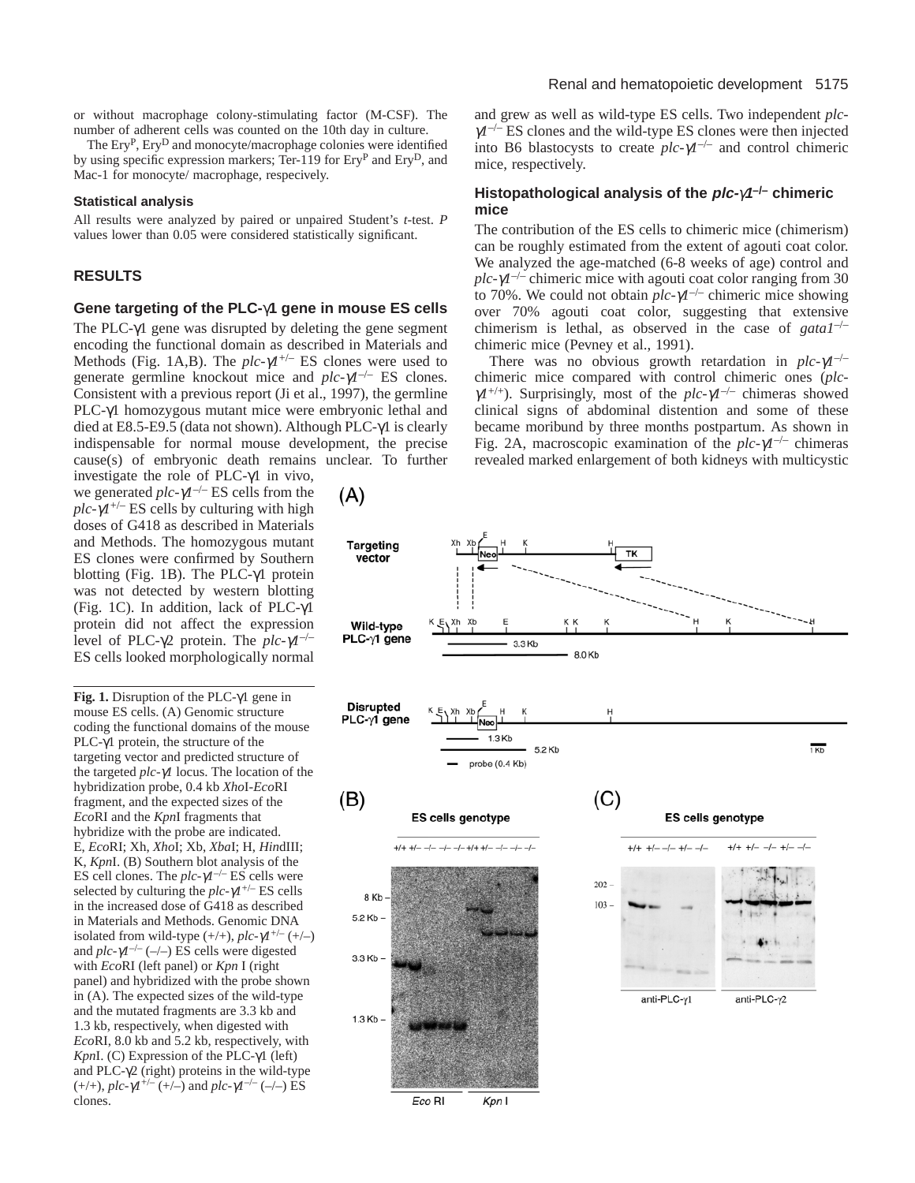or without macrophage colony-stimulating factor (M-CSF). The number of adherent cells was counted on the 10th day in culture.

The $Ery^P$, $Ery^D$ and monocyte/macrophage colonies were identified by using specific expression markers; Ter-119 for $Ery^P$ and $Ery^D$, and Mac-1 for monocyte/ macrophage, respecively.

### Statistical analysis

All results were analyzed by paired or unpaired Student's *t*-test. *P* values lower than 0.05 were considered statistically significant.

## RESULTS

### Gene targeting of the PLC-γ1 gene in mouse ES cells

The PLC-γ1 gene was disrupted by deleting the gene segment encoding the functional domain as described in Materials and Methods (Fig. 1A,B). The *plc-γ1*$^{+/-}$ ES clones were used to generate germline knockout mice and *plc-γ1*$^{-/-}$ ES clones. Consistent with a previous report (Ji et al., 1997), the germline PLC-γ1 homozygous mutant mice were embryonic lethal and died at E8.5-E9.5 (data not shown). Although PLC-γ1 is clearly indispensable for normal mouse development, the precise cause(s) of embryonic death remains unclear. To further investigate the role of PLC-γ1 in vivo, we generated *plc-γ1*$^{-/-}$ ES cells from the *plc-γ1*$^{+/-}$ ES cells by culturing with high doses of G418 as described in Materials and Methods. The homozygous mutant ES clones were confirmed by Southern blotting (Fig. 1B). The PLC-γ1 protein was not detected by western blotting (Fig. 1C). In addition, lack of PLC-γ1 protein did not affect the expression level of PLC-γ2 protein. The *plc-γ1*$^{-/-}$ ES cells looked morphologically normal and grew as well as wild-type ES cells. Two independent *plc-γ1*$^{-/-}$ ES clones and the wild-type ES clones were then injected into B6 blastocysts to create *plc-γ1*$^{-/-}$ and control chimeric mice, respectively.

### Histopathological analysis of the *plc-γ1*$^{-/-}$ chimeric mice

The contribution of the ES cells to chimeric mice (chimerism) can be roughly estimated from the extent of agouti coat color. We analyzed the age-matched (6-8 weeks of age) control and *plc-γ1*$^{-/-}$ chimeric mice with agouti coat color ranging from 30 to 70%. We could not obtain *plc-γ1*$^{-/-}$ chimeric mice showing over 70% agouti coat color, suggesting that extensive chimerism is lethal, as observed in the case of *gata1*$^{-/-}$ chimeric mice (Pevney et al., 1991).

There was no obvious growth retardation in *plc-γ1*$^{-/-}$ chimeric mice compared with control chimeric ones (*plc-γ1*$^{+/+}$). Surprisingly, most of the *plc-γ1*$^{-/-}$ chimeras showed clinical signs of abdominal distention and some of these became moribund by three months postpartum. As shown in Fig. 2A, macroscopic examination of the *plc-γ1*$^{-/-}$ chimeras revealed marked enlargement of both kidneys with multicystic

**Fig. 1.** Disruption of the PLC-γ1 gene in mouse ES cells. (A) Genomic structure coding the functional domains of the mouse PLC-γ1 protein, the structure of the targeting vector and predicted structure of the targeted *plc-γ1* locus. The location of the hybridization probe, 0.4 kb *Xho*I-*Eco*RI fragment, and the expected sizes of the *Eco*RI and the *Kpn*I fragments that hybridize with the probe are indicated. E, *Eco*RI; Xh, *Xho*I; Xb, *Xba*I; H, *Hin*dIII; K, *Kpn*I. (B) Southern blot analysis of the ES cell clones. The *plc-γ1*$^{-/-}$ ES cells were selected by culturing the *plc-γ1*$^{+/-}$ ES cells in the increased dose of G418 as described in Materials and Methods. Genomic DNA isolated from wild-type (+/+), *plc-γ1*$^{+/-}$ (+/–) and *plc-γ1*$^{-/-}$ (–/–) ES cells were digested with *Eco*RI (left panel) or *Kpn* I (right panel) and hybridized with the probe shown in (A). The expected sizes of the wild-type and the mutated fragments are 3.3 kb and 1.3 kb, respectively, when digested with *Eco*RI, 8.0 kb and 5.2 kb, respectively, with *Kpn*I. (C) Expression of the PLC-γ1 (left) and PLC-γ2 (right) proteins in the wild-type (+/+), *plc-γ1*$^{+/-}$ (+/–) and *plc-γ1*$^{-/-}$ (–/–) ES clones.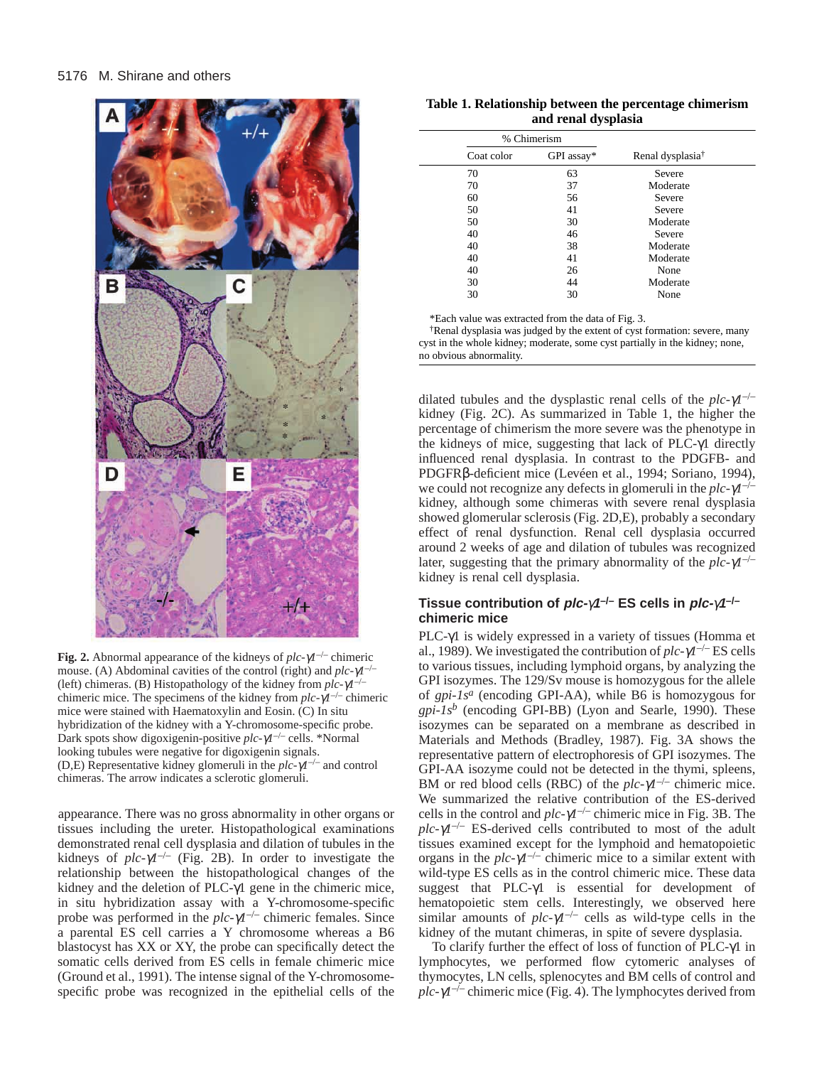**Fig. 2.** Abnormal appearance of the kidneys of *plc-γ1*$^{-/-}$ chimeric mouse. (A) Abdominal cavities of the control (right) and *plc-γ1*$^{-/-}$ (left) chimeras. (B) Histopathology of the kidney from *plc-γ1*$^{-/-}$ chimeric mice. The specimens of the kidney from *plc-γ1*$^{-/-}$ chimeric mice were stained with Haematoxylin and Eosin. (C) In situ hybridization of the kidney with a Y-chromosome-specific probe. Dark spots show digoxigenin-positive *plc-γ1*$^{-/-}$ cells. *Normal looking tubules were negative for digoxigenin signals. (D,E) Representative kidney glomeruli in the *plc-γ1*$^{-/-}$ and control chimeras. The arrow indicates a sclerotic glomeruli.

appearance. There was no gross abnormality in other organs or tissues including the ureter. Histopathological examinations demonstrated renal cell dysplasia and dilation of tubules in the kidneys of *plc-γ1*$^{-/-}$ (Fig. 2B). In order to investigate the relationship between the histopathological changes of the kidney and the deletion of PLC-γ1 gene in the chimeric mice, in situ hybridization assay with a Y-chromosome-specific probe was performed in the *plc-γ1*$^{-/-}$ chimeric females. Since a parental ES cell carries a Y chromosome whereas a B6 blastocyst has XX or XY, the probe can specifically detect the somatic cells derived from ES cells in female chimeric mice (Ground et al., 1991). The intense signal of the Y-chromosome-specific probe was recognized in the epithelial cells of the dilated tubules and the dysplastic renal cells of the *plc-γ1*$^{-/-}$ kidney (Fig. 2C). As summarized in Table 1, the higher the percentage of chimerism the more severe was the phenotype in the kidneys of mice, suggesting that lack of PLC-γ1 directly influenced renal dysplasia. In contrast to the PDGFB- and PDGFRβ-deficient mice (Levéen et al., 1994; Soriano, 1994), we could not recognize any defects in glomeruli in the *plc-γ1*$^{-/-}$ kidney, although some chimeras with severe renal dysplasia showed glomerular sclerosis (Fig. 2D,E), probably a secondary effect of renal dysfunction. Renal cell dysplasia occurred around 2 weeks of age and dilation of tubules was recognized later, suggesting that the primary abnormality of the *plc-γ1*$^{-/-}$ kidney is renal cell dysplasia.

**Table 1. Relationship between the percentage chimerism and renal dysplasia**

| % Chimerism | | |
|---|---|---|
| Coat color | GPI assay* | Renal dysplasia† |
| 70 | 63 | Severe |
| 70 | 37 | Moderate |
| 60 | 56 | Severe |
| 50 | 41 | Severe |
| 50 | 30 | Moderate |
| 40 | 46 | Severe |
| 40 | 38 | Moderate |
| 40 | 41 | Moderate |
| 40 | 26 | None |
| 30 | 44 | Moderate |
| 30 | 30 | None |

*Each value was extracted from the data of Fig. 3.
†Renal dysplasia was judged by the extent of cyst formation: severe, many cyst in the whole kidney; moderate, some cyst partially in the kidney; none, no obvious abnormality.

## Tissue contribution of *plc-γ1*$^{-/-}$ ES cells in *plc-γ1*$^{-/-}$ chimeric mice

PLC-γ1 is widely expressed in a variety of tissues (Homma et al., 1989). We investigated the contribution of *plc-γ1*$^{-/-}$ ES cells to various tissues, including lymphoid organs, by analyzing the GPI isozymes. The 129/Sv mouse is homozygous for the allele of *gpi-1s*$^a$ (encoding GPI-AA), while B6 is homozygous for *gpi-1s*$^b$ (encoding GPI-BB) (Lyon and Searle, 1990). These isozymes can be separated on a membrane as described in Materials and Methods (Bradley, 1987). Fig. 3A shows the representative pattern of electrophoresis of GPI isozymes. The GPI-AA isozyme could not be detected in the thymi, spleens, BM or red blood cells (RBC) of the *plc-γ1*$^{-/-}$ chimeric mice. We summarized the relative contribution of the ES-derived cells in the control and *plc-γ1*$^{-/-}$ chimeric mice in Fig. 3B. The *plc-γ1*$^{-/-}$ ES-derived cells contributed to most of the adult tissues examined except for the lymphoid and hematopoietic organs in the *plc-γ1*$^{-/-}$ chimeric mice to a similar extent with wild-type ES cells as in the control chimeric mice. These data suggest that PLC-γ1 is essential for development of hematopoietic stem cells. Interestingly, we observed here similar amounts of *plc-γ1*$^{-/-}$ cells as wild-type cells in the kidney of the mutant chimeras, in spite of severe dysplasia.

To clarify further the effect of loss of function of PLC-γ1 in lymphocytes, we performed flow cytomeric analyses of thymocytes, LN cells, splenocytes and BM cells of control and *plc-γ1*$^{-/-}$ chimeric mice (Fig. 4). The lymphocytes derived from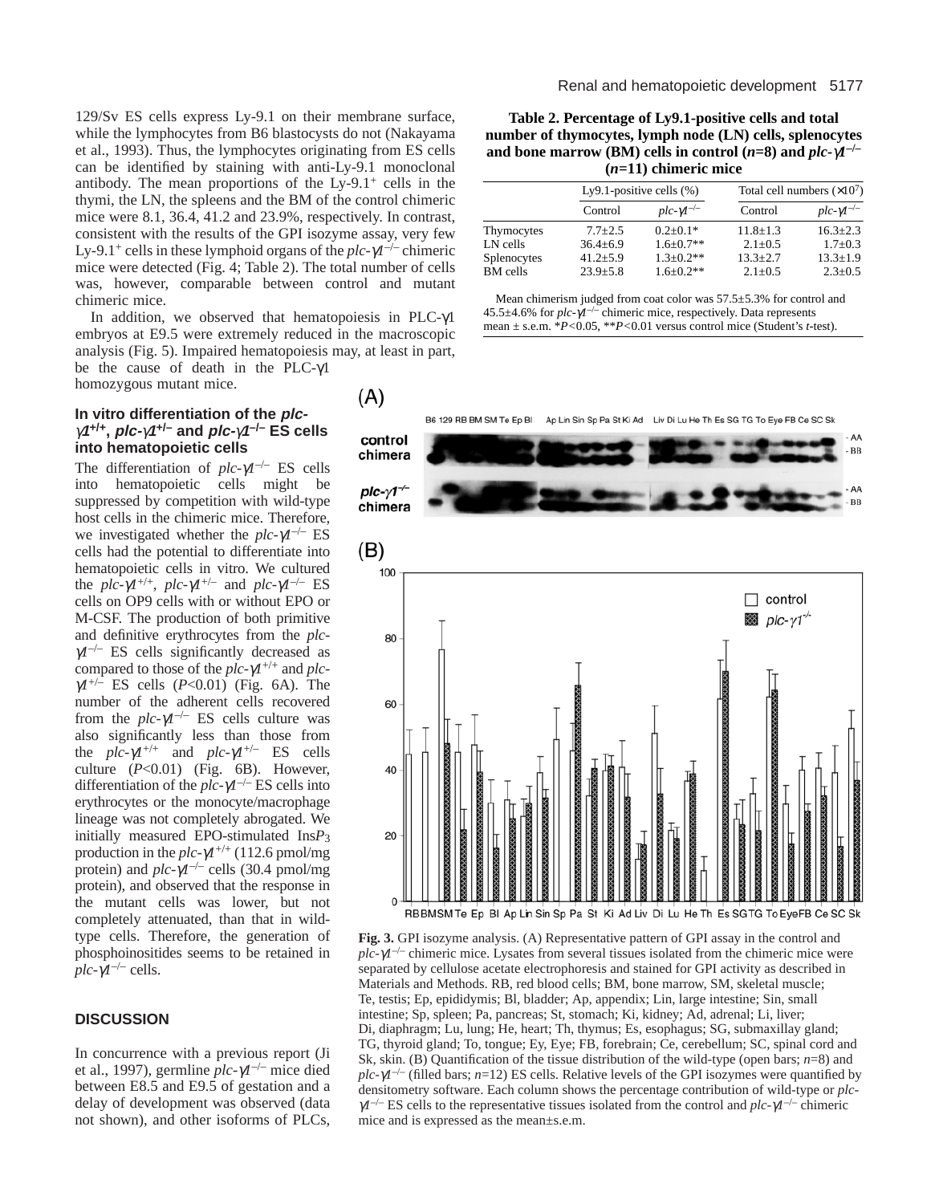129/Sv ES cells express Ly-9.1 on their membrane surface, while the lymphocytes from B6 blastocysts do not (Nakayama et al., 1993). Thus, the lymphocytes originating from ES cells can be identified by staining with anti-Ly-9.1 monoclonal antibody. The mean proportions of the Ly-9.1$^+$ cells in the thymi, the LN, the spleens and the BM of the control chimeric mice were 8.1, 36.4, 41.2 and 23.9%, respectively. In contrast, consistent with the results of the GPI isozyme assay, very few Ly-9.1$^+$ cells in these lymphoid organs of the *plc-γ1*$^{-/-}$ chimeric mice were detected (Fig. 4; Table 2). The total number of cells was, however, comparable between control and mutant chimeric mice.

In addition, we observed that hematopoiesis in PLC-γ1 embryos at E9.5 were extremely reduced in the macroscopic analysis (Fig. 5). Impaired hematopoiesis may, at least in part, be the cause of death in the PLC-γ1 homozygous mutant mice.

### In vitro differentiation of the *plc-γ1*$^{+/+}$, *plc-γ1*$^{+/-}$ and *plc-γ1*$^{-/-}$ ES cells into hematopoietic cells

The differentiation of *plc-γ1*$^{-/-}$ ES cells into hematopoietic cells might be suppressed by competition with wild-type host cells in the chimeric mice. Therefore, we investigated whether the *plc-γ1*$^{-/-}$ ES cells had the potential to differentiate into hematopoietic cells in vitro. We cultured the *plc-γ1*$^{+/+}$, *plc-γ1*$^{+/-}$ and *plc-γ1*$^{-/-}$ ES cells on OP9 cells with or without EPO or M-CSF. The production of both primitive and definitive erythrocytes from the *plc-γ1*$^{-/-}$ ES cells significantly decreased as compared to those of the *plc-γ1*$^{+/+}$ and *plc-γ1*$^{+/-}$ ES cells ($P$<0.01) (Fig. 6A). The number of the adherent cells recovered from the *plc-γ1*$^{-/-}$ ES cells culture was also significantly less than those from the *plc-γ1*$^{+/+}$ and *plc-γ1*$^{+/-}$ ES cells culture ($P$<0.01) (Fig. 6B). However, differentiation of the *plc-γ1*$^{-/-}$ ES cells into erythrocytes or the monocyte/macrophage lineage was not completely abrogated. We initially measured EPO-stimulated Ins$P_3$ production in the *plc-γ1*$^{+/+}$ (112.6 pmol/mg protein) and *plc-γ1*$^{-/-}$ cells (30.4 pmol/mg protein), and observed that the response in the mutant cells was lower, but not completely attenuated, than that in wild-type cells. Therefore, the generation of phosphoinositides seems to be retained in *plc-γ1*$^{-/-}$ cells.

## DISCUSSION

In concurrence with a previous report (Ji et al., 1997), germline *plc-γ1*$^{-/-}$ mice died between E8.5 and E9.5 of gestation and a delay of development was observed (data not shown), and other isoforms of PLCs,

**Table 2. Percentage of Ly9.1-positive cells and total number of thymocytes, lymph node (LN) cells, splenocytes and bone marrow (BM) cells in control (*n*=8) and *plc-γ1*$^{-/-}$ (*n*=11) chimeric mice**

| | Ly9.1-positive cells (%) | | Total cell numbers (×10$^7$) | |
|---|---|---|---|---|
| | Control | *plc-γ1*$^{-/-}$ | Control | *plc-γ1*$^{-/-}$ |
| Thymocytes | 7.7±2.5 | 0.2±0.1* | 11.8±1.3 | 16.3±2.3 |
| LN cells | 36.4±6.9 | 1.6±0.7** | 2.1±0.5 | 1.7±0.3 |
| Splenocytes | 41.2±5.9 | 1.3±0.2** | 13.3±2.7 | 13.3±1.9 |
| BM cells | 23.9±5.8 | 1.6±0.2** | 2.1±0.5 | 2.3±0.5 |

Mean chimerism judged from coat color was 57.5±5.3% for control and 45.5±4.6% for *plc-γ1*$^{-/-}$ chimeric mice, respectively. Data represents mean ± s.e.m. *$P$<0.05, **$P$<0.01 versus control mice (Student's *t*-test).

**Fig. 3.** GPI isozyme analysis. (A) Representative pattern of GPI assay in the control and *plc-γ1*$^{-/-}$ chimeric mice. Lysates from several tissues isolated from the chimeric mice were separated by cellulose acetate electrophoresis and stained for GPI activity as described in Materials and Methods. RB, red blood cells; BM, bone marrow, SM, skeletal muscle; Te, testis; Ep, epididymis; Bl, bladder; Ap, appendix; Lin, large intestine; Sin, small intestine; Sp, spleen; Pa, pancreas; St, stomach; Ki, kidney; Ad, adrenal; Li, liver; Di, diaphragm; Lu, lung; He, heart; Th, thymus; Es, esophagus; SG, submaxillay gland; TG, thyroid gland; To, tongue; Ey, Eye; FB, forebrain; Ce, cerebellum; SC, spinal cord and Sk, skin. (B) Quantification of the tissue distribution of the wild-type (open bars; *n*=8) and *plc-γ1*$^{-/-}$ (filled bars; *n*=12) ES cells. Relative levels of the GPI isozymes were quantified by densitometry software. Each column shows the percentage contribution of wild-type or *plc-γ1*$^{-/-}$ ES cells to the representative tissues isolated from the control and *plc-γ1*$^{-/-}$ chimeric mice and is expressed as the mean±s.e.m.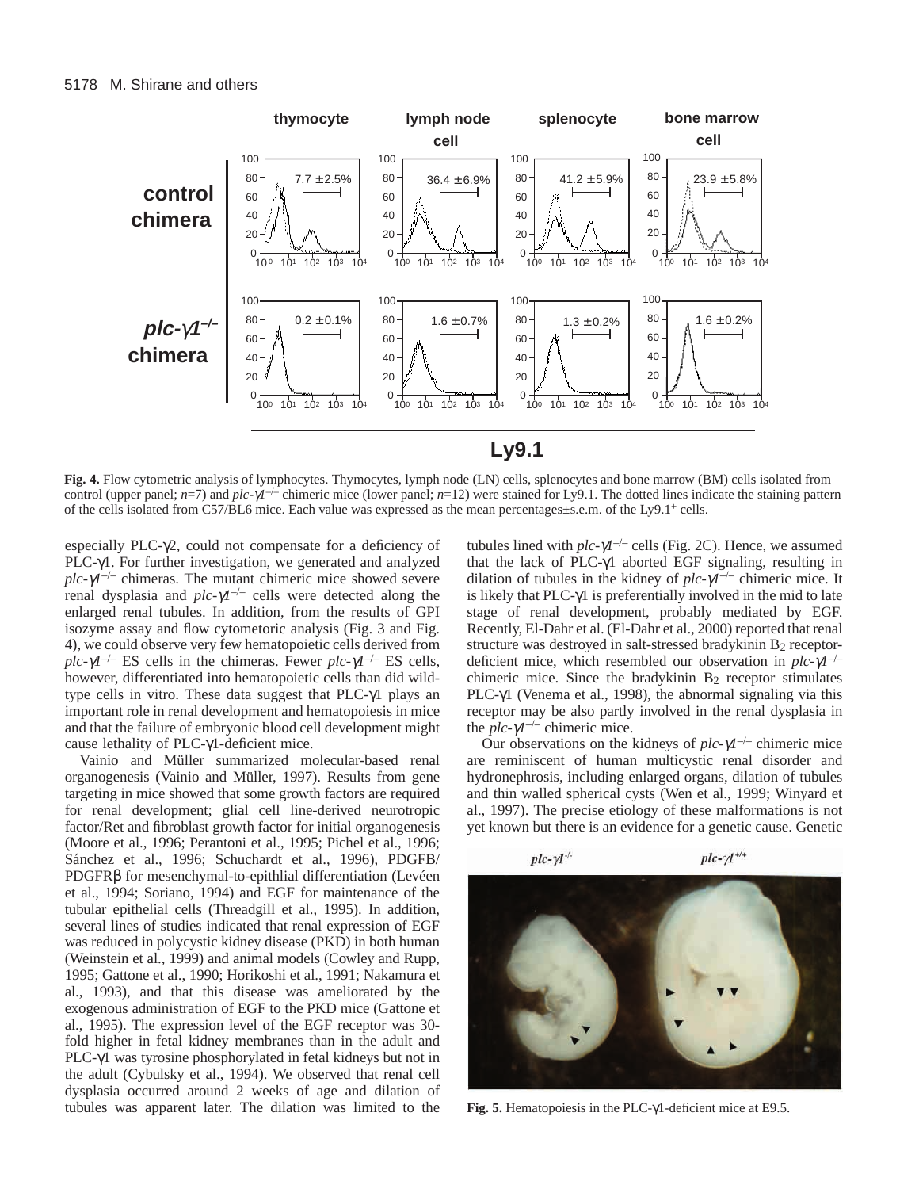**Fig. 4.** Flow cytometric analysis of lymphocytes. Thymocytes, lymph node (LN) cells, splenocytes and bone marrow (BM) cells isolated from control (upper panel; *n*=7) and *plc-γ1*$^{-/-}$ chimeric mice (lower panel; *n*=12) were stained for Ly9.1. The dotted lines indicate the staining pattern of the cells isolated from C57/BL6 mice. Each value was expressed as the mean percentages±s.e.m. of the Ly9.1$^{+}$ cells.

especially PLC-γ2, could not compensate for a deficiency of PLC-γ1. For further investigation, we generated and analyzed *plc-γ1*$^{-/-}$ chimeras. The mutant chimeric mice showed severe renal dysplasia and *plc-γ1*$^{-/-}$ cells were detected along the enlarged renal tubules. In addition, from the results of GPI isozyme assay and flow cytometoric analysis (Fig. 3 and Fig. 4), we could observe very few hematopoietic cells derived from *plc-γ1*$^{-/-}$ ES cells in the chimeras. Fewer *plc-γ1*$^{-/-}$ ES cells, however, differentiated into hematopoietic cells than did wild-type cells in vitro. These data suggest that PLC-γ1 plays an important role in renal development and hematopoiesis in mice and that the failure of embryonic blood cell development might cause lethality of PLC-γ1-deficient mice.

Vainio and Müller summarized molecular-based renal organogenesis (Vainio and Müller, 1997). Results from gene targeting in mice showed that some growth factors are required for renal development; glial cell line-derived neurotropic factor/Ret and fibroblast growth factor for initial organogenesis (Moore et al., 1996; Perantoni et al., 1995; Pichel et al., 1996; Sánchez et al., 1996; Schuchardt et al., 1996), PDGFB/PDGFRβ for mesenchymal-to-epithlial differentiation (Levéen et al., 1994; Soriano, 1994) and EGF for maintenance of the tubular epithelial cells (Threadgill et al., 1995). In addition, several lines of studies indicated that renal expression of EGF was reduced in polycystic kidney disease (PKD) in both human (Weinstein et al., 1999) and animal models (Cowley and Rupp, 1995; Gattone et al., 1990; Horikoshi et al., 1991; Nakamura et al., 1993), and that this disease was ameliorated by the exogenous administration of EGF to the PKD mice (Gattone et al., 1995). The expression level of the EGF receptor was 30-fold higher in fetal kidney membranes than in the adult and PLC-γ1 was tyrosine phosphorylated in fetal kidneys but not in the adult (Cybulsky et al., 1994). We observed that renal cell dysplasia occurred around 2 weeks of age and dilation of tubules was apparent later. The dilation was limited to the tubules lined with *plc-γ1*$^{-/-}$ cells (Fig. 2C). Hence, we assumed that the lack of PLC-γ1 aborted EGF signaling, resulting in dilation of tubules in the kidney of *plc-γ1*$^{-/-}$ chimeric mice. It is likely that PLC-γ1 is preferentially involved in the mid to late stage of renal development, probably mediated by EGF. Recently, El-Dahr et al. (El-Dahr et al., 2000) reported that renal structure was destroyed in salt-stressed bradykinin $B_2$ receptor-deficient mice, which resembled our observation in *plc-γ1*$^{-/-}$ chimeric mice. Since the bradykinin $B_2$ receptor stimulates PLC-γ1 (Venema et al., 1998), the abnormal signaling via this receptor may be also partly involved in the renal dysplasia in the *plc-γ1*$^{-/-}$ chimeric mice.

Our observations on the kidneys of *plc-γ1*$^{-/-}$ chimeric mice are reminiscent of human multicystic renal disorder and hydronephrosis, including enlarged organs, dilation of tubules and thin walled spherical cysts (Wen et al., 1999; Winyard et al., 1997). The precise etiology of these malformations is not yet known but there is an evidence for a genetic cause. Genetic

**Fig. 5.** Hematopoiesis in the PLC-γ1-deficient mice at E9.5.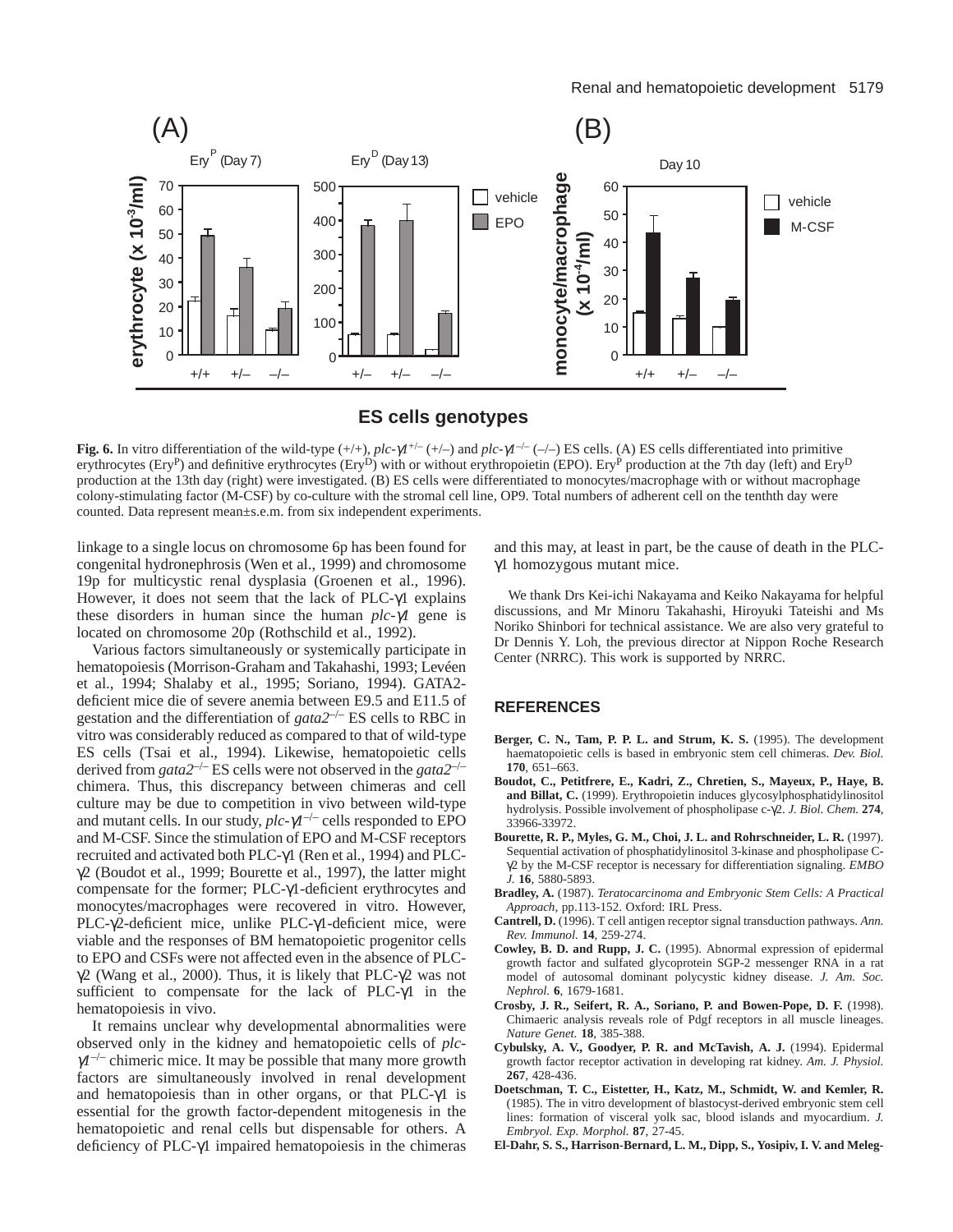**Fig. 6.** In vitro differentiation of the wild-type (+/+), *plc-γ1*$^{+/-}$ (+/–) and *plc-γ1*$^{-/-}$ (–/–) ES cells. (A) ES cells differentiated into primitive erythrocytes ($Ery^P$) and definitive erythrocytes ($Ery^D$) with or without erythropoietin (EPO). $Ery^P$ production at the 7th day (left) and $Ery^D$ production at the 13th day (right) were investigated. (B) ES cells were differentiated to monocytes/macrophage with or without macrophage colony-stimulating factor (M-CSF) by co-culture with the stromal cell line, OP9. Total numbers of adherent cell on the tenthth day were counted. Data represent mean±s.e.m. from six independent experiments.

linkage to a single locus on chromosome 6p has been found for congenital hydronephrosis (Wen et al., 1999) and chromosome 19p for multicystic renal dysplasia (Groenen et al., 1996). However, it does not seem that the lack of PLC-γ1 explains these disorders in human since the human *plc-γ1* gene is located on chromosome 20p (Rothschild et al., 1992).

Various factors simultaneously or systemically participate in hematopoiesis (Morrison-Graham and Takahashi, 1993; Levéen et al., 1994; Shalaby et al., 1995; Soriano, 1994). GATA2-deficient mice die of severe anemia between E9.5 and E11.5 of gestation and the differentiation of *gata2*$^{-/-}$ ES cells to RBC in vitro was considerably reduced as compared to that of wild-type ES cells (Tsai et al., 1994). Likewise, hematopoietic cells derived from *gata2*$^{-/-}$ ES cells were not observed in the *gata2*$^{-/-}$ chimera. Thus, this discrepancy between chimeras and cell culture may be due to competition in vivo between wild-type and mutant cells. In our study, *plc-γ1*$^{-/-}$ cells responded to EPO and M-CSF. Since the stimulation of EPO and M-CSF receptors recruited and activated both PLC-γ1 (Ren et al., 1994) and PLC-γ2 (Boudot et al., 1999; Bourette et al., 1997), the latter might compensate for the former; PLC-γ1-deficient erythrocytes and monocytes/macrophages were recovered in vitro. However, PLC-γ2-deficient mice, unlike PLC-γ1-deficient mice, were viable and the responses of BM hematopoietic progenitor cells to EPO and CSFs were not affected even in the absence of PLC-γ2 (Wang et al., 2000). Thus, it is likely that PLC-γ2 was not sufficient to compensate for the lack of PLC-γ1 in the hematopoiesis in vivo.

It remains unclear why developmental abnormalities were observed only in the kidney and hematopoietic cells of *plc-γ1*$^{-/-}$ chimeric mice. It may be possible that many more growth factors are simultaneously involved in renal development and hematopoiesis than in other organs, or that PLC-γ1 is essential for the growth factor-dependent mitogenesis in the hematopoietic and renal cells but dispensable for others. A deficiency of PLC-γ1 impaired hematopoiesis in the chimeras and this may, at least in part, be the cause of death in the PLC-γ1 homozygous mutant mice.

We thank Drs Kei-ichi Nakayama and Keiko Nakayama for helpful discussions, and Mr Minoru Takahashi, Hiroyuki Tateishi and Ms Noriko Shinbori for technical assistance. We are also very grateful to Dr Dennis Y. Loh, the previous director at Nippon Roche Research Center (NRRC). This work is supported by NRRC.

## REFERENCES

**Berger, C. N., Tam, P. P. L. and Strum, K. S.** (1995). The development haematopoietic cells is based in embryonic stem cell chimeras. *Dev. Biol.* **170**, 651–663.

**Boudot, C., Petitfrere, E., Kadri, Z., Chretien, S., Mayeux, P., Haye, B. and Billat, C.** (1999). Erythropoietin induces glycosylphosphatidylinositol hydrolysis. Possible involvement of phospholipase c-γ2. *J. Biol. Chem.* **274**, 33966-33972.

**Bourette, R. P., Myles, G. M., Choi, J. L. and Rohrschneider, L. R.** (1997). Sequential activation of phosphatidylinositol 3-kinase and phospholipase C-γ2 by the M-CSF receptor is necessary for differentiation signaling. *EMBO J.* **16**, 5880-5893.

**Bradley, A.** (1987). *Teratocarcinoma and Embryonic Stem Cells: A Practical Approach*, pp.113-152. Oxford: IRL Press.

**Cantrell, D.** (1996). T cell antigen receptor signal transduction pathways. *Ann. Rev. Immunol.* **14**, 259-274.

**Cowley, B. D. and Rupp, J. C.** (1995). Abnormal expression of epidermal growth factor and sulfated glycoprotein SGP-2 messenger RNA in a rat model of autosomal dominant polycystic kidney disease. *J. Am. Soc. Nephrol.* **6**, 1679-1681.

**Crosby, J. R., Seifert, R. A., Soriano, P. and Bowen-Pope, D. F.** (1998). Chimaeric analysis reveals role of Pdgf receptors in all muscle lineages. *Nature Genet.* **18**, 385-388.

**Cybulsky, A. V., Goodyer, P. R. and McTavish, A. J.** (1994). Epidermal growth factor receptor activation in developing rat kidney. *Am. J. Physiol.* **267**, 428-436.

**Doetschman, T. C., Eistetter, H., Katz, M., Schmidt, W. and Kemler, R.** (1985). The in vitro development of blastocyst-derived embryonic stem cell lines: formation of visceral yolk sac, blood islands and myocardium. *J. Embryol. Exp. Morphol.* **87**, 27-45.

**El-Dahr, S. S., Harrison-Bernard, L. M., Dipp, S., Yosipiv, I. V. and Meleg-**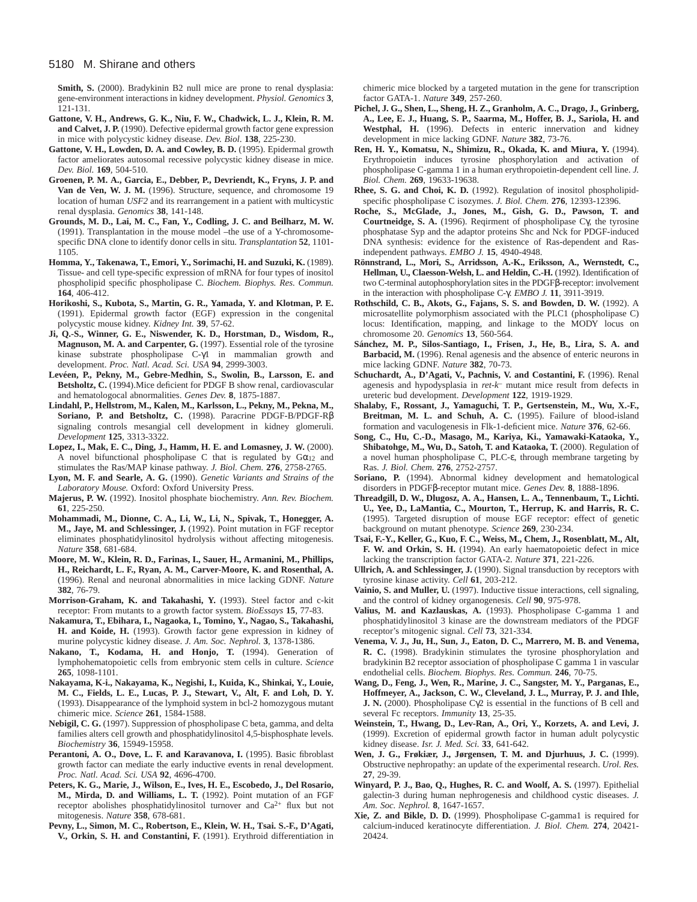**Smith, S.** (2000). Bradykinin B2 null mice are prone to renal dysplasia: gene-environment interactions in kidney development. *Physiol. Genomics* **3**, 121-131.

**Gattone, V. H., Andrews, G. K., Niu, F. W., Chadwick, L. J., Klein, R. M. and Calvet, J. P.** (1990). Defective epidermal growth factor gene expression in mice with polycystic kidney disease. *Dev. Biol*. **138**, 225-230.

**Gattone, V. H., Lowden, D. A. and Cowley, B. D.** (1995). Epidermal growth factor ameliorates autosomal recessive polycystic kidney disease in mice. *Dev. Biol.* **169**, 504-510.

**Groenen, P. M. A., Garcia, E., Debber, P., Devriendt, K., Fryns, J. P. and Van de Ven, W. J. M.** (1996). Structure, sequence, and chromosome 19 location of human *USF2* and its rearrangement in a patient with multicystic renal dysplasia. *Genomics* **38**, 141-148.

**Grounds, M. D., Lai, M. C., Fan, Y., Codling, J. C. and Beilharz, M. W.** (1991). Transplantation in the mouse model –the use of a Y-chromosome-specific DNA clone to identify donor cells in situ. *Transplantation* **52**, 1101-1105.

**Homma, Y., Takenawa, T., Emori, Y., Sorimachi, H. and Suzuki, K.** (1989). Tissue- and cell type-specific expression of mRNA for four types of inositol phospholipid specific phospholipase C. *Biochem. Biophys. Res. Commun.* **164**, 406-412.

**Horikoshi, S., Kubota, S., Martin, G. R., Yamada, Y. and Klotman, P. E.** (1991). Epidermal growth factor (EGF) expression in the congenital polycystic mouse kidney. *Kidney Int.* **39**, 57-62.

**Ji, Q.-S., Winner, G. E., Niswender, K. D., Horstman, D., Wisdom, R., Magnuson, M. A. and Carpenter, G.** (1997). Essential role of the tyrosine kinase substrate phospholipase C-γ1 in mammalian growth and development. *Proc. Natl. Acad. Sci. USA* **94**, 2999-3003.

**Levéen, P., Pekny, M., Gebre-Medhin, S., Swolin, B., Larsson, E. and Betsholtz, C.** (1994).Mice deficient for PDGF B show renal, cardiovascular and hematologocal abnormalities. *Genes Dev.* **8**, 1875-1887.

**Lindahl, P., Hellstrom, M., Kalen, M., Karlsson, L., Pekny, M., Pekna, M., Soriano, P. and Betsholtz, C.** (1998). Paracrine PDGF-B/PDGF-Rβ signaling controls mesangial cell development in kidney glomeruli. *Development* **125**, 3313-3322.

**Lopez, I., Mak, E. C., Ding, J., Hamm, H. E. and Lomasney, J. W.** (2000). A novel bifunctional phospholipase C that is regulated by $G\alpha_{12}$ and stimulates the Ras/MAP kinase pathway. *J. Biol. Chem.* **276**, 2758-2765.

**Lyon, M. F. and Searle, A. G.** (1990). *Genetic Variants and Strains of the Laboratory Mouse.* Oxford: Oxford University Press.

**Majerus, P. W.** (1992). Inositol phosphate biochemistry. *Ann. Rev. Biochem.* **61**, 225-250.

**Mohammadi, M., Dionne, C. A., Li, W., Li, N., Spivak, T., Honegger, A. M., Jaye, M. and Schlessinger, J.** (1992). Point mutation in FGF receptor eliminates phosphatidylinositol hydrolysis without affecting mitogenesis. *Nature* **358**, 681-684.

**Moore, M. W., Klein, R. D., Farinas, I., Sauer, H., Armanini, M., Phillips, H., Reichardt, L. F., Ryan, A. M., Carver-Moore, K. and Rosenthal, A.** (1996). Renal and neuronal abnormalities in mice lacking GDNF. *Nature* **382**, 76-79.

**Morrison-Graham, K. and Takahashi, Y.** (1993). Steel factor and c-kit receptor: From mutants to a growth factor system. *BioEssays* **15**, 77-83.

**Nakamura, T., Ebihara, I., Nagaoka, I., Tomino, Y., Nagao, S., Takahashi, H. and Koide, H.** (1993). Growth factor gene expression in kidney of murine polycystic kidney disease. *J. Am. Soc. Nephrol.* **3**, 1378-1386.

**Nakano, T., Kodama, H. and Honjo, T.** (1994). Generation of lymphohematopoietic cells from embryonic stem cells in culture. *Science* **265**, 1098-1101.

**Nakayama, K-i., Nakayama, K., Negishi, I., Kuida, K., Shinkai, Y., Louie, M. C., Fields, L. E., Lucas, P. J., Stewart, V., Alt, F. and Loh, D. Y.** (1993). Disappearance of the lymphoid system in bcl-2 homozygous mutant chimeric mice. *Science* **261**, 1584-1588.

**Nebigil, C. G.** (1997). Suppression of phospholipase C beta, gamma, and delta families alters cell growth and phosphatidylinositol 4,5-bisphosphate levels. *Biochemistry* **36**, 15949-15958.

**Perantoni, A. O., Dove, L. F. and Karavanova, I.** (1995). Basic fibroblast growth factor can mediate the early inductive events in renal development. *Proc. Natl. Acad. Sci. USA* **92**, 4696-4700.

**Peters, K. G., Marie, J., Wilson, E., Ives, H. E., Escobedo, J., Del Rosario, M., Mirda, D. and Williams, L. T.** (1992). Point mutation of an FGF receptor abolishes phosphatidylinositol turnover and $Ca^{2+}$ flux but not mitogenesis. *Nature* **358**, 678-681.

**Pevny, L., Simon, M. C., Robertson, E., Klein, W. H., Tsai. S.-F., D'Agati, V., Orkin, S. H. and Constantini, F.** (1991). Erythroid differentiation in chimeric mice blocked by a targeted mutation in the gene for transcription factor GATA-1. *Nature* **349**, 257-260.

**Pichel, J. G., Shen, L., Sheng, H. Z., Granholm, A. C., Drago, J., Grinberg, A., Lee, E. J., Huang, S. P., Saarma, M., Hoffer, B. J., Sariola, H. and Westphal, H.** (1996). Defects in enteric innervation and kidney development in mice lacking GDNF. *Nature* **382**, 73-76.

**Ren, H. Y., Komatsu, N., Shimizu, R., Okada, K. and Miura, Y.** (1994). Erythropoietin induces tyrosine phosphorylation and activation of phospholipase C-gamma 1 in a human erythropoietin-dependent cell line. *J. Biol. Chem.* **269**, 19633-19638.

**Rhee, S. G. and Choi, K. D.** (1992). Regulation of inositol phospholipid-specific phospholipase C isozymes. *J. Biol. Chem.* **276**, 12393-12396.

**Roche, S., McGlade, J., Jones, M., Gish, G. D., Pawson, T. and Courtneidge, S. A.** (1996). Reqirment of phospholipase Cγ, the tyrosine phosphatase Syp and the adaptor proteins Shc and Nck for PDGF-induced DNA synthesis: evidence for the existence of Ras-dependent and Ras-independent pathways. *EMBO J.* **15**, 4940-4948.

**Rönnstrand, L., Mori, S., Arridsson, A.-K., Eriksson, A., Wernstedt, C., Hellman, U., Claesson-Welsh, L. and Heldin, C.-H.** (1992). Identification of two C-terminal autophosphorylation sites in the PDGFβ-receptor: involvement in the interaction with phospholipase C-γ. *EMBO J.* **11**, 3911-3919.

**Rothschild, C. B., Akots, G., Fajans, S. S. and Bowden, D. W.** (1992). A microsatellite polymorphism associated with the PLC1 (phospholipase C) locus: Identification, mapping, and linkage to the MODY locus on chromosome 20. *Genomics* **13**, 560-564.

**Sánchez, M. P., Silos-Santiago, I., Frisen, J., He, B., Lira, S. A. and Barbacid, M.** (1996). Renal agenesis and the absence of enteric neurons in mice lacking GDNF. *Nature* **382**, 70-73.

**Schuchardt, A., D'Agati, V., Pachnis, V. and Costantini, F.** (1996). Renal agenesis and hypodysplasia in *ret-k*[–] mutant mice result from defects in ureteric bud development. *Development* **122**, 1919-1929.

**Shalaby, F., Rossant, J., Yamaguchi, T. P., Gertsenstein, M., Wu, X.-F., Breitman, M. L. and Schuh, A. C.** (1995). Failure of blood-island formation and vaculogenesis in Flk-1-deficient mice. *Nature* **376**, 62-66.

**Song, C., Hu, C.-D., Masago, M., Kariya, Ki., Yamawaki-Kataoka, Y., Shibatohge, M., Wu, D., Satoh, T. and Kataoka, T.** (2000). Regulation of a novel human phospholipase C, PLC-ε, through membrane targeting by Ras. *J. Biol. Chem.* **276**, 2752-2757.

**Soriano, P.** (1994). Abnormal kidney development and hematological disorders in PDGFβ-receptor mutant mice. *Genes Dev.* **8**, 1888-1896.

**Threadgill, D. W., Dlugosz, A. A., Hansen, L. A., Tennenbaum, T., Lichti. U., Yee, D., LaMantia, C., Mourton, T., Herrup, K. and Harris, R. C.** (1995). Targeted disruption of mouse EGF receptor: effect of genetic background on mutant phenotype. *Science* **269**, 230-234.

**Tsai, F.-Y., Keller, G., Kuo, F. C., Weiss, M., Chem, J., Rosenblatt, M., Alt, F. W. and Orkin, S. H.** (1994). An early haematopoietic defect in mice lacking the transcription factor GATA-2. *Nature* **371**, 221-226.

**Ullrich, A. and Schlessinger, J.** (1990). Signal transduction by receptors with tyrosine kinase activity. *Cell* **61**, 203-212.

**Vainio, S. and Muller, U.** (1997). Inductive tissue interactions, cell signaling, and the control of kidney organogenesis. *Cell* **90**, 975-978.

**Valius, M. and Kazlauskas, A.** (1993). Phospholipase C-gamma 1 and phosphatidylinositol 3 kinase are the downstream mediators of the PDGF receptor's mitogenic signal. *Cell* **73**, 321-334.

**Venema, V. J., Ju, H., Sun, J., Eaton, D. C., Marrero, M. B. and Venema, R. C.** (1998). Bradykinin stimulates the tyrosine phosphorylation and bradykinin B2 receptor association of phospholipase C gamma 1 in vascular endothelial cells. *Biochem. Biophys. Res. Commun.* **246**, 70-75.

**Wang, D., Feng, J., Wen, R., Marine, J. C., Sangster, M. Y., Parganas, E., Hoffmeyer, A., Jackson, C. W., Cleveland, J. L., Murray, P. J. and Ihle, J. N.** (2000). Phospholipase Cγ2 is essential in the functions of B cell and several Fc receptors. *Immunity* **13**, 25-35.

**Weinstein, T., Hwang, D., Lev-Ran, A., Ori, Y., Korzets, A. and Levi, J.** (1999). Excretion of epidermal growth factor in human adult polycystic kidney disease. *Isr. J. Med. Sci.* **33**, 641-642.

**Wen, J. G., Frøkiær, J., Jørgensen, T. M. and Djurhuus, J. C.** (1999). Obstructive nephropathy: an update of the experimental research. *Urol. Res.* **27**, 29-39.

**Winyard, P. J., Bao, Q., Hughes, R. C. and Woolf, A. S.** (1997). Epithelial galectin-3 during human nephrogenesis and childhood cystic diseases. *J. Am. Soc. Nephrol.* **8**, 1647-1657.

**Xie, Z. and Bikle, D. D.** (1999). Phospholipase C-gamma1 is required for calcium-induced keratinocyte differentiation. *J. Biol. Chem.* **274**, 20421-20424.